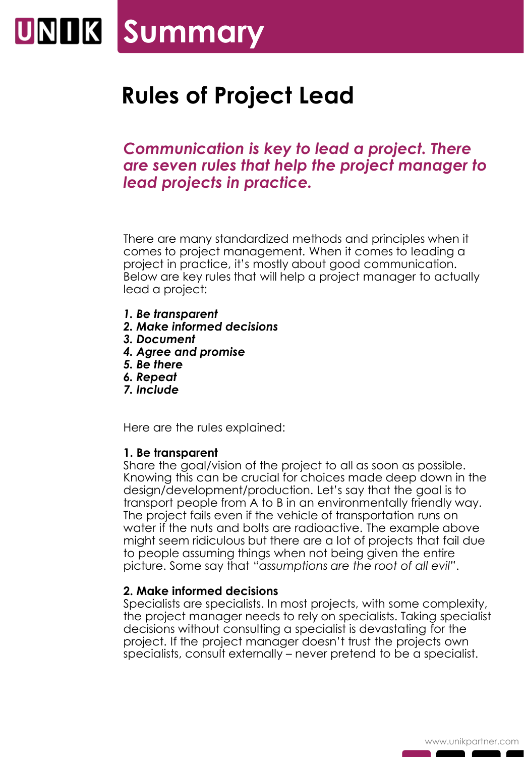# Summary

## Rules of Project Lead

***Communication is key to lead a project. There are seven rules that help the project manager to lead projects in practice.***

There are many standardized methods and principles when it comes to project management. When it comes to leading a project in practice, it's mostly about good communication. Below are key rules that will help a project manager to actually lead a project:

***1. Be transparent***
***2. Make informed decisions***
***3. Document***
***4. Agree and promise***
***5. Be there***
***6. Repeat***
***7. Include***

Here are the rules explained:

**1. Be transparent**
Share the goal/vision of the project to all as soon as possible. Knowing this can be crucial for choices made deep down in the design/development/production. Let's say that the goal is to transport people from A to B in an environmentally friendly way. The project fails even if the vehicle of transportation runs on water if the nuts and bolts are radioactive. The example above might seem ridiculous but there are a lot of projects that fail due to people assuming things when not being given the entire picture. Some say that "*assumptions are the root of all evil*".

**2. Make informed decisions**
Specialists are specialists. In most projects, with some complexity, the project manager needs to rely on specialists. Taking specialist decisions without consulting a specialist is devastating for the project. If the project manager doesn't trust the projects own specialists, consult externally – never pretend to be a specialist.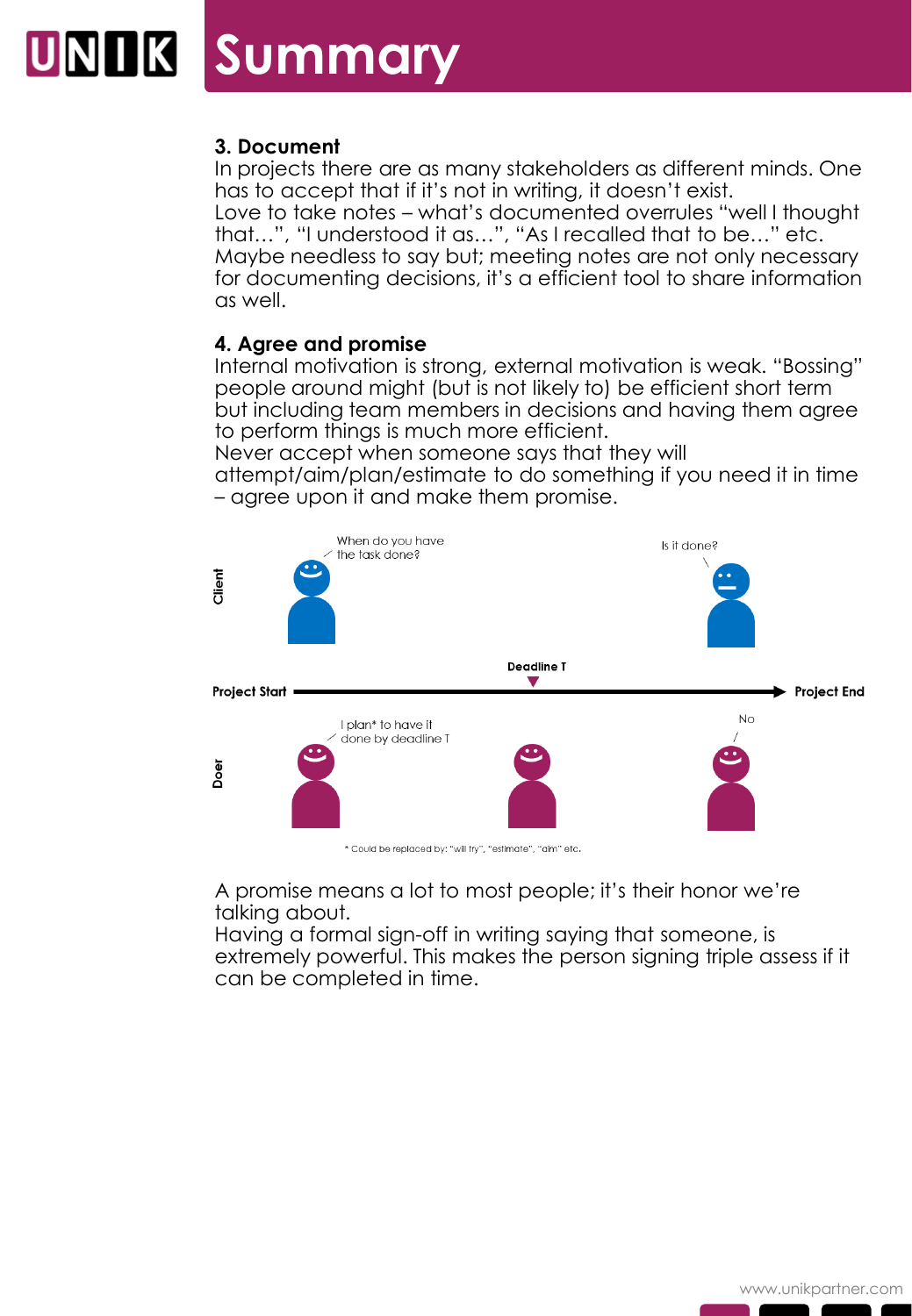# Summary

### 3. Document

In projects there are as many stakeholders as different minds. One has to accept that if it's not in writing, it doesn't exist.
Love to take notes – what's documented overrules "well I thought that…", "I understood it as…", "As I recalled that to be…" etc.
Maybe needless to say but; meeting notes are not only necessary for documenting decisions, it's a efficient tool to share information as well.

### 4. Agree and promise

Internal motivation is strong, external motivation is weak. "Bossing" people around might (but is not likely to) be efficient short term but including team members in decisions and having them agree to perform things is much more efficient.
Never accept when someone says that they will attempt/aim/plan/estimate to do something if you need it in time – agree upon it and make them promise.

Client: When do you have the task done?

Doer: I plan* to have it done by deadline T

Project Start — Deadline T — Project End

Client: Is it done?

Doer: No

\* Could be replaced by: "will try", "estimate", "aim" etc.

A promise means a lot to most people; it's their honor we're talking about.
Having a formal sign-off in writing saying that someone, is extremely powerful. This makes the person signing triple assess if it can be completed in time.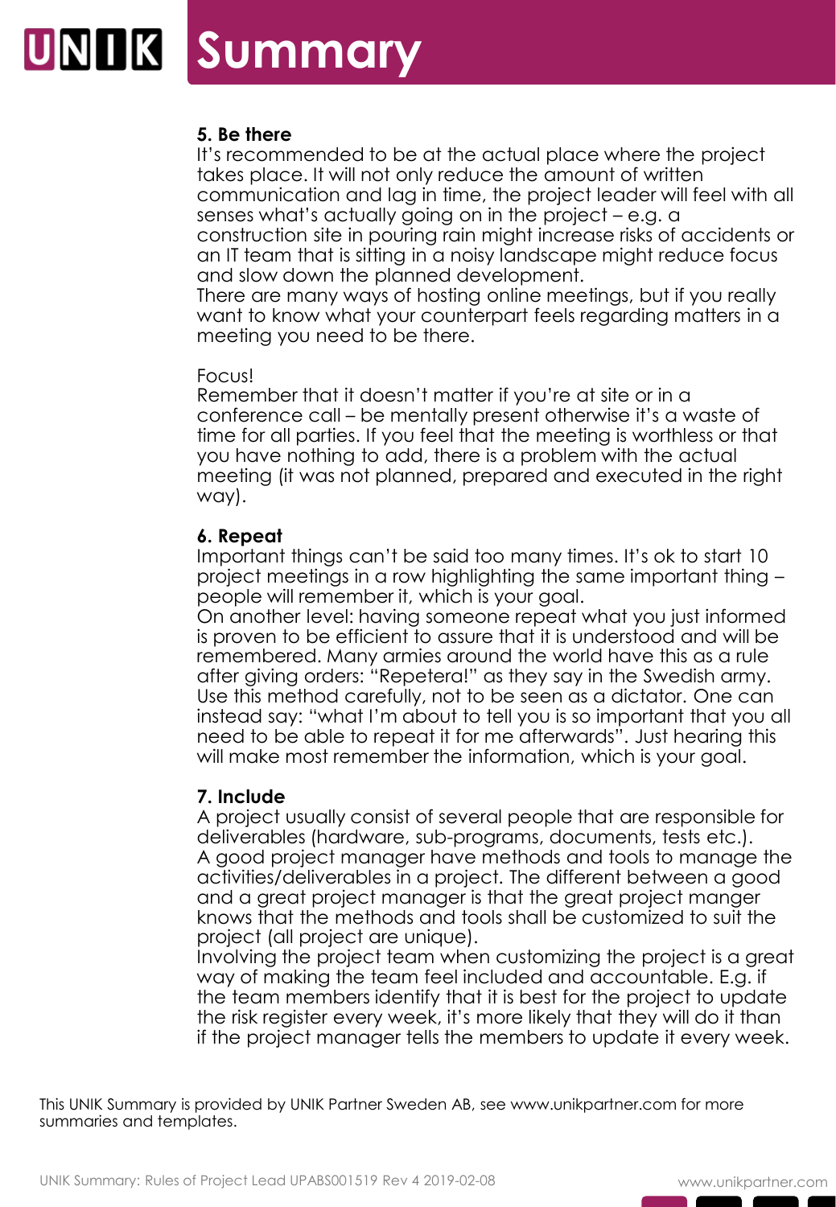# Summary

**5. Be there**
It's recommended to be at the actual place where the project takes place. It will not only reduce the amount of written communication and lag in time, the project leader will feel with all senses what's actually going on in the project – e.g. a construction site in pouring rain might increase risks of accidents or an IT team that is sitting in a noisy landscape might reduce focus and slow down the planned development.
There are many ways of hosting online meetings, but if you really want to know what your counterpart feels regarding matters in a meeting you need to be there.

Focus!
Remember that it doesn't matter if you're at site or in a conference call – be mentally present otherwise it's a waste of time for all parties. If you feel that the meeting is worthless or that you have nothing to add, there is a problem with the actual meeting (it was not planned, prepared and executed in the right way).

**6. Repeat**
Important things can't be said too many times. It's ok to start 10 project meetings in a row highlighting the same important thing – people will remember it, which is your goal.
On another level: having someone repeat what you just informed is proven to be efficient to assure that it is understood and will be remembered. Many armies around the world have this as a rule after giving orders: "Repetera!" as they say in the Swedish army. Use this method carefully, not to be seen as a dictator. One can instead say: "what I'm about to tell you is so important that you all need to be able to repeat it for me afterwards". Just hearing this will make most remember the information, which is your goal.

**7. Include**
A project usually consist of several people that are responsible for deliverables (hardware, sub-programs, documents, tests etc.).
A good project manager have methods and tools to manage the activities/deliverables in a project. The different between a good and a great project manager is that the great project manger knows that the methods and tools shall be customized to suit the project (all project are unique).
Involving the project team when customizing the project is a great way of making the team feel included and accountable. E.g. if the team members identify that it is best for the project to update the risk register every week, it's more likely that they will do it than if the project manager tells the members to update it every week.

This UNIK Summary is provided by UNIK Partner Sweden AB, see www.unikpartner.com for more summaries and templates.